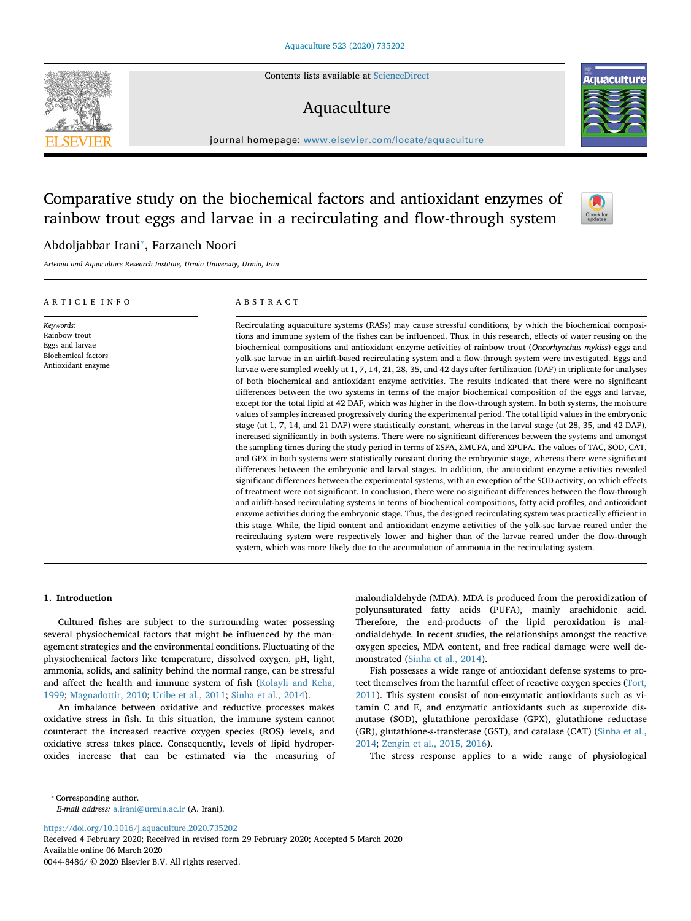# Comparative study on the biochemical factors and antioxidant enzymes of rainbow trout eggs and larvae in a recirculating and flow-through system

Abdoljabbar Irani*, Farzaneh Noori

*Artemia and Aquaculture Research Institute, Urmia University, Urmia, Iran*

ARTICLE INFO

*Keywords:*
Rainbow trout
Eggs and larvae
Biochemical factors
Antioxidant enzyme

ABSTRACT

Recirculating aquaculture systems (RASs) may cause stressful conditions, by which the biochemical compositions and immune system of the fishes can be influenced. Thus, in this research, effects of water reusing on the biochemical compositions and antioxidant enzyme activities of rainbow trout (*Oncorhynchus mykiss*) eggs and yolk-sac larvae in an airlift-based recirculating system and a flow-through system were investigated. Eggs and larvae were sampled weekly at 1, 7, 14, 21, 28, 35, and 42 days after fertilization (DAF) in triplicate for analyses of both biochemical and antioxidant enzyme activities. The results indicated that there were no significant differences between the two systems in terms of the major biochemical composition of the eggs and larvae, except for the total lipid at 42 DAF, which was higher in the flow-through system. In both systems, the moisture values of samples increased progressively during the experimental period. The total lipid values in the embryonic stage (at 1, 7, 14, and 21 DAF) were statistically constant, whereas in the larval stage (at 28, 35, and 42 DAF), increased significantly in both systems. There were no significant differences between the systems and amongst the sampling times during the study period in terms of ΣSFA, ΣMUFA, and ΣPUFA. The values of TAC, SOD, CAT, and GPX in both systems were statistically constant during the embryonic stage, whereas there were significant differences between the embryonic and larval stages. In addition, the antioxidant enzyme activities revealed significant differences between the experimental systems, with an exception of the SOD activity, on which effects of treatment were not significant. In conclusion, there were no significant differences between the flow-through and airlift-based recirculating systems in terms of biochemical compositions, fatty acid profiles, and antioxidant enzyme activities during the embryonic stage. Thus, the designed recirculating system was practically efficient in this stage. While, the lipid content and antioxidant enzyme activities of the yolk-sac larvae reared under the recirculating system were respectively lower and higher than of the larvae reared under the flow-through system, which was more likely due to the accumulation of ammonia in the recirculating system.

## 1. Introduction

Cultured fishes are subject to the surrounding water possessing several physiochemical factors that might be influenced by the management strategies and the environmental conditions. Fluctuating of the physiochemical factors like temperature, dissolved oxygen, pH, light, ammonia, solids, and salinity behind the normal range, can be stressful and affect the health and immune system of fish (Kolayli and Keha, 1999; Magnadottir, 2010; Uribe et al., 2011; Sinha et al., 2014).

An imbalance between oxidative and reductive processes makes oxidative stress in fish. In this situation, the immune system cannot counteract the increased reactive oxygen species (ROS) levels, and oxidative stress takes place. Consequently, levels of lipid hydroperoxides increase that can be estimated via the measuring of malondialdehyde (MDA). MDA is produced from the peroxidization of polyunsaturated fatty acids (PUFA), mainly arachidonic acid. Therefore, the end-products of the lipid peroxidation is malondialdehyde. In recent studies, the relationships amongst the reactive oxygen species, MDA content, and free radical damage were well demonstrated (Sinha et al., 2014).

Fish possesses a wide range of antioxidant defense systems to protect themselves from the harmful effect of reactive oxygen species (Tort, 2011). This system consist of non-enzymatic antioxidants such as vitamin C and E, and enzymatic antioxidants such as superoxide dismutase (SOD), glutathione peroxidase (GPX), glutathione reductase (GR), glutathione-s-transferase (GST), and catalase (CAT) (Sinha et al., 2014; Zengin et al., 2015, 2016).

The stress response applies to a wide range of physiological

---

* Corresponding author.
*E-mail address:* a.irani@urmia.ac.ir (A. Irani).

https://doi.org/10.1016/j.aquaculture.2020.735202
Received 4 February 2020; Received in revised form 29 February 2020; Accepted 5 March 2020
Available online 06 March 2020
0044-8486/ © 2020 Elsevier B.V. All rights reserved.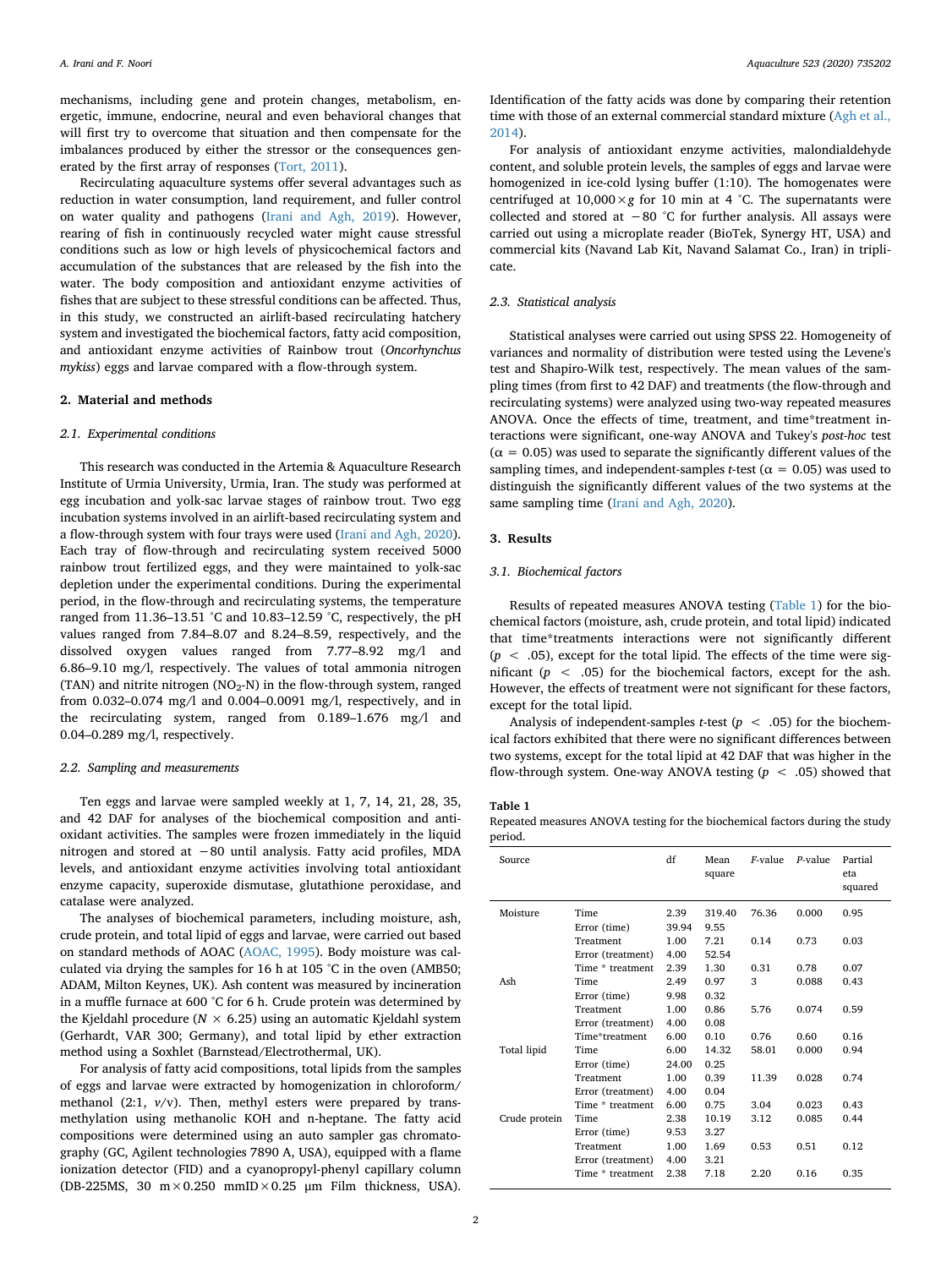mechanisms, including gene and protein changes, metabolism, energetic, immune, endocrine, neural and even behavioral changes that will first try to overcome that situation and then compensate for the imbalances produced by either the stressor or the consequences generated by the first array of responses (Tort, 2011).

Recirculating aquaculture systems offer several advantages such as reduction in water consumption, land requirement, and fuller control on water quality and pathogens (Irani and Agh, 2019). However, rearing of fish in continuously recycled water might cause stressful conditions such as low or high levels of physicochemical factors and accumulation of the substances that are released by the fish into the water. The body composition and antioxidant enzyme activities of fishes that are subject to these stressful conditions can be affected. Thus, in this study, we constructed an airlift-based recirculating hatchery system and investigated the biochemical factors, fatty acid composition, and antioxidant enzyme activities of Rainbow trout (*Oncorhynchus mykiss*) eggs and larvae compared with a flow-through system.

## 2. Material and methods

### 2.1. Experimental conditions

This research was conducted in the Artemia & Aquaculture Research Institute of Urmia University, Urmia, Iran. The study was performed at egg incubation and yolk-sac larvae stages of rainbow trout. Two egg incubation systems involved in an airlift-based recirculating system and a flow-through system with four trays were used (Irani and Agh, 2020). Each tray of flow-through and recirculating system received 5000 rainbow trout fertilized eggs, and they were maintained to yolk-sac depletion under the experimental conditions. During the experimental period, in the flow-through and recirculating systems, the temperature ranged from 11.36–13.51 °C and 10.83–12.59 °C, respectively, the pH values ranged from 7.84–8.07 and 8.24–8.59, respectively, and the dissolved oxygen values ranged from 7.77–8.92 mg/l and 6.86–9.10 mg/l, respectively. The values of total ammonia nitrogen (TAN) and nitrite nitrogen ($NO_2$-N) in the flow-through system, ranged from 0.032–0.074 mg/l and 0.004–0.0091 mg/l, respectively, and in the recirculating system, ranged from 0.189–1.676 mg/l and 0.04–0.289 mg/l, respectively.

### 2.2. Sampling and measurements

Ten eggs and larvae were sampled weekly at 1, 7, 14, 21, 28, 35, and 42 DAF for analyses of the biochemical composition and antioxidant activities. The samples were frozen immediately in the liquid nitrogen and stored at −80 until analysis. Fatty acid profiles, MDA levels, and antioxidant enzyme activities involving total antioxidant enzyme capacity, superoxide dismutase, glutathione peroxidase, and catalase were analyzed.

The analyses of biochemical parameters, including moisture, ash, crude protein, and total lipid of eggs and larvae, were carried out based on standard methods of AOAC (AOAC, 1995). Body moisture was calculated via drying the samples for 16 h at 105 °C in the oven (AMB50; ADAM, Milton Keynes, UK). Ash content was measured by incineration in a muffle furnace at 600 °C for 6 h. Crude protein was determined by the Kjeldahl procedure ($N \times 6.25$) using an automatic Kjeldahl system (Gerhardt, VAR 300; Germany), and total lipid by ether extraction method using a Soxhlet (Barnstead/Electrothermal, UK).

For analysis of fatty acid compositions, total lipids from the samples of eggs and larvae were extracted by homogenization in chloroform/methanol (2:1, *v*/v). Then, methyl esters were prepared by transmethylation using methanolic KOH and n-heptane. The fatty acid compositions were determined using an auto sampler gas chromatography (GC, Agilent technologies 7890 A, USA), equipped with a flame ionization detector (FID) and a cyanopropyl-phenyl capillary column (DB-225MS, 30 m × 0.250 mmID × 0.25 μm Film thickness, USA). Identification of the fatty acids was done by comparing their retention time with those of an external commercial standard mixture (Agh et al., 2014).

For analysis of antioxidant enzyme activities, malondialdehyde content, and soluble protein levels, the samples of eggs and larvae were homogenized in ice-cold lysing buffer (1:10). The homogenates were centrifuged at 10,000 × *g* for 10 min at 4 °C. The supernatants were collected and stored at −80 °C for further analysis. All assays were carried out using a microplate reader (BioTek, Synergy HT, USA) and commercial kits (Navand Lab Kit, Navand Salamat Co., Iran) in triplicate.

### 2.3. Statistical analysis

Statistical analyses were carried out using SPSS 22. Homogeneity of variances and normality of distribution were tested using the Levene's test and Shapiro-Wilk test, respectively. The mean values of the sampling times (from first to 42 DAF) and treatments (the flow-through and recirculating systems) were analyzed using two-way repeated measures ANOVA. Once the effects of time, treatment, and time*treatment interactions were significant, one-way ANOVA and Tukey's *post-hoc* test ($\alpha = 0.05$) was used to separate the significantly different values of the sampling times, and independent-samples *t*-test ($\alpha = 0.05$) was used to distinguish the significantly different values of the two systems at the same sampling time (Irani and Agh, 2020).

## 3. Results

### 3.1. Biochemical factors

Results of repeated measures ANOVA testing (Table 1) for the biochemical factors (moisture, ash, crude protein, and total lipid) indicated that time*treatments interactions were not significantly different ($p < .05$), except for the total lipid. The effects of the time were significant ($p < .05$) for the biochemical factors, except for the ash. However, the effects of treatment were not significant for these factors, except for the total lipid.

Analysis of independent-samples *t*-test ($p < .05$) for the biochemical factors exhibited that there were no significant differences between two systems, except for the total lipid at 42 DAF that was higher in the flow-through system. One-way ANOVA testing ($p < .05$) showed that

**Table 1**
Repeated measures ANOVA testing for the biochemical factors during the study period.

| Source | | df | Mean square | *F*-value | *P*-value | Partial eta squared |
|---|---|---|---|---|---|---|
| Moisture | Time | 2.39 | 319.40 | 76.36 | 0.000 | 0.95 |
| | Error (time) | 39.94 | 9.55 | | | |
| | Treatment | 1.00 | 7.21 | 0.14 | 0.73 | 0.03 |
| | Error (treatment) | 4.00 | 52.54 | | | |
| | Time * treatment | 2.39 | 1.30 | 0.31 | 0.78 | 0.07 |
| Ash | Time | 2.49 | 0.97 | 3 | 0.088 | 0.43 |
| | Error (time) | 9.98 | 0.32 | | | |
| | Treatment | 1.00 | 0.86 | 5.76 | 0.074 | 0.59 |
| | Error (treatment) | 4.00 | 0.08 | | | |
| | Time*treatment | 6.00 | 0.10 | 0.76 | 0.60 | 0.16 |
| Total lipid | Time | 6.00 | 14.32 | 58.01 | 0.000 | 0.94 |
| | Error (time) | 24.00 | 0.25 | | | |
| | Treatment | 1.00 | 0.39 | 11.39 | 0.028 | 0.74 |
| | Error (treatment) | 4.00 | 0.04 | | | |
| | Time * treatment | 6.00 | 0.75 | 3.04 | 0.023 | 0.43 |
| Crude protein | Time | 2.38 | 10.19 | 3.12 | 0.085 | 0.44 |
| | Error (time) | 9.53 | 3.27 | | | |
| | Treatment | 1.00 | 1.69 | 0.53 | 0.51 | 0.12 |
| | Error (treatment) | 4.00 | 3.21 | | | |
| | Time * treatment | 2.38 | 7.18 | 2.20 | 0.16 | 0.35 |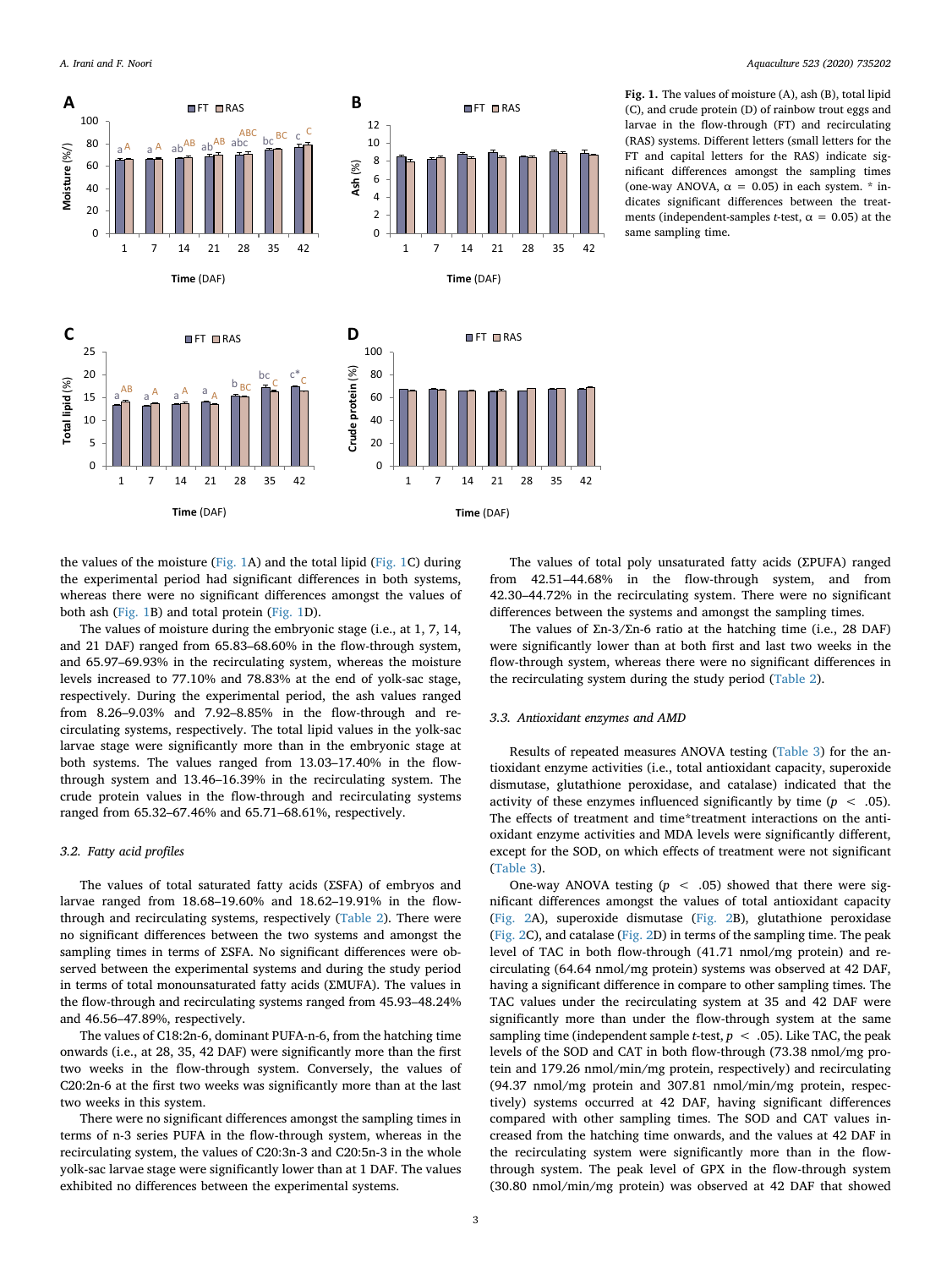Fig. 1. The values of moisture (A), ash (B), total lipid (C), and crude protein (D) of rainbow trout eggs and larvae in the flow-through (FT) and recirculating (RAS) systems. Different letters (small letters for the FT and capital letters for the RAS) indicate significant differences amongst the sampling times (one-way ANOVA, α = 0.05) in each system. * indicates significant differences between the treatments (independent-samples *t*-test, α = 0.05) at the same sampling time.

the values of the moisture (Fig. 1A) and the total lipid (Fig. 1C) during the experimental period had significant differences in both systems, whereas there were no significant differences amongst the values of both ash (Fig. 1B) and total protein (Fig. 1D).

The values of moisture during the embryonic stage (i.e., at 1, 7, 14, and 21 DAF) ranged from 65.83–68.60% in the flow-through system, and 65.97–69.93% in the recirculating system, whereas the moisture levels increased to 77.10% and 78.83% at the end of yolk-sac stage, respectively. During the experimental period, the ash values ranged from 8.26–9.03% and 7.92–8.85% in the flow-through and recirculating systems, respectively. The total lipid values in the yolk-sac larvae stage were significantly more than in the embryonic stage at both systems. The values ranged from 13.03–17.40% in the flow-through system and 13.46–16.39% in the recirculating system. The crude protein values in the flow-through and recirculating systems ranged from 65.32–67.46% and 65.71–68.61%, respectively.

### 3.2. Fatty acid profiles

The values of total saturated fatty acids (ΣSFA) of embryos and larvae ranged from 18.68–19.60% and 18.62–19.91% in the flow-through and recirculating systems, respectively (Table 2). There were no significant differences between the two systems and amongst the sampling times in terms of ΣSFA. No significant differences were observed between the experimental systems and during the study period in terms of total monounsaturated fatty acids (ΣMUFA). The values in the flow-through and recirculating systems ranged from 45.93–48.24% and 46.56–47.89%, respectively.

The values of C18:2n-6, dominant PUFA-n-6, from the hatching time onwards (i.e., at 28, 35, 42 DAF) were significantly more than the first two weeks in the flow-through system. Conversely, the values of C20:2n-6 at the first two weeks was significantly more than at the last two weeks in this system.

There were no significant differences amongst the sampling times in terms of n-3 series PUFA in the flow-through system, whereas in the recirculating system, the values of C20:3n-3 and C20:5n-3 in the whole yolk-sac larvae stage were significantly lower than at 1 DAF. The values exhibited no differences between the experimental systems.

The values of total poly unsaturated fatty acids (ΣPUFA) ranged from 42.51–44.68% in the flow-through system, and from 42.30–44.72% in the recirculating system. There were no significant differences between the systems and amongst the sampling times.

The values of Σn-3/Σn-6 ratio at the hatching time (i.e., 28 DAF) were significantly lower than at both first and last two weeks in the flow-through system, whereas there were no significant differences in the recirculating system during the study period (Table 2).

### 3.3. Antioxidant enzymes and AMD

Results of repeated measures ANOVA testing (Table 3) for the antioxidant enzyme activities (i.e., total antioxidant capacity, superoxide dismutase, glutathione peroxidase, and catalase) indicated that the activity of these enzymes influenced significantly by time ($p < .05$). The effects of treatment and time*treatment interactions on the antioxidant enzyme activities and MDA levels were significantly different, except for the SOD, on which effects of treatment were not significant (Table 3).

One-way ANOVA testing ($p < .05$) showed that there were significant differences amongst the values of total antioxidant capacity (Fig. 2A), superoxide dismutase (Fig. 2B), glutathione peroxidase (Fig. 2C), and catalase (Fig. 2D) in terms of the sampling time. The peak level of TAC in both flow-through (41.71 nmol/mg protein) and recirculating (64.64 nmol/mg protein) systems was observed at 42 DAF, having a significant difference in compare to other sampling times. The TAC values under the recirculating system at 35 and 42 DAF were significantly more than under the flow-through system at the same sampling time (independent sample *t*-test, $p < .05$). Like TAC, the peak levels of the SOD and CAT in both flow-through (73.38 nmol/mg protein and 179.26 nmol/min/mg protein, respectively) and recirculating (94.37 nmol/mg protein and 307.81 nmol/min/mg protein, respectively) systems occurred at 42 DAF, having significant differences compared with other sampling times. The SOD and CAT values increased from the hatching time onwards, and the values at 42 DAF in the recirculating system were significantly more than in the flow-through system. The peak level of GPX in the flow-through system (30.80 nmol/min/mg protein) was observed at 42 DAF that showed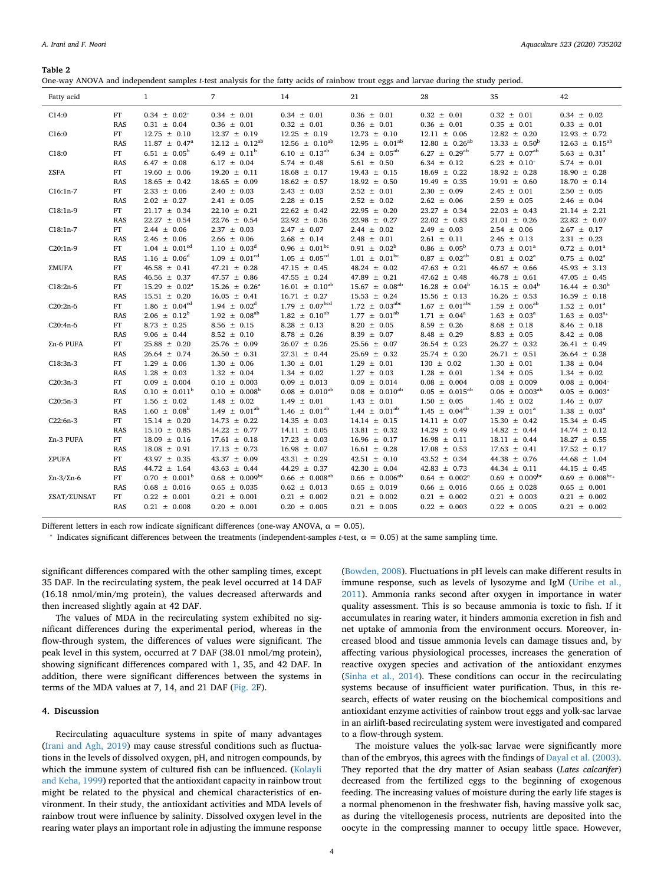**Table 2**
One-way ANOVA and independent samples *t*-test analysis for the fatty acids of rainbow trout eggs and larvae during the study period.

| Fatty acid | | 1 | 7 | 14 | 21 | 28 | 35 | 42 |
|---|---|---|---|---|---|---|---|---|
| C14:0 | FT | 0.34 ± 0.02* | 0.34 ± 0.01 | 0.34 ± 0.01 | 0.36 ± 0.01 | 0.32 ± 0.01 | 0.32 ± 0.01 | 0.34 ± 0.02 |
| | RAS | 0.31 ± 0.04 | 0.36 ± 0.01 | 0.32 ± 0.01 | 0.36 ± 0.01 | 0.36 ± 0.01 | 0.35 ± 0.01 | 0.33 ± 0.01 |
| C16:0 | FT | 12.75 ± 0.10 | 12.37 ± 0.19 | 12.25 ± 0.19 | 12.73 ± 0.10 | 12.11 ± 0.06 | 12.82 ± 0.20 | 12.93 ± 0.72 |
| | RAS | 11.87 ± 0.47$^{a}$ | 12.12 ± 0.12$^{ab}$ | 12.56 ± 0.10$^{ab}$ | 12.95 ± 0.01$^{ab}$ | 12.80 ± 0.26$^{ab}$ | 13.33 ± 0.50$^{b}$ | 12.63 ± 0.15$^{ab}$ |
| C18:0 | FT | 6.51 ± 0.05$^{b}$ | 6.49 ± 0.11$^{b}$ | 6.10 ± 0.13$^{ab}$ | 6.34 ± 0.05$^{ab}$ | 6.27 ± 0.29$^{ab}$ | 5.77 ± 0.07$^{ab}$ | 5.63 ± 0.31$^{a}$ |
| | RAS | 6.47 ± 0.08 | 6.17 ± 0.04 | 5.74 ± 0.48 | 5.61 ± 0.50 | 6.34 ± 0.12 | 6.23 ± 0.10* | 5.74 ± 0.01 |
| ΣSFA | FT | 19.60 ± 0.06 | 19.20 ± 0.11 | 18.68 ± 0.17 | 19.43 ± 0.15 | 18.69 ± 0.22 | 18.92 ± 0.28 | 18.90 ± 0.28 |
| | RAS | 18.65 ± 0.42 | 18.65 ± 0.09 | 18.62 ± 0.57 | 18.92 ± 0.50 | 19.49 ± 0.35 | 19.91 ± 0.60 | 18.70 ± 0.14 |
| C16:1n-7 | FT | 2.33 ± 0.06 | 2.40 ± 0.03 | 2.43 ± 0.03 | 2.52 ± 0.01 | 2.30 ± 0.09 | 2.45 ± 0.01 | 2.50 ± 0.05 |
| | RAS | 2.02 ± 0.27 | 2.41 ± 0.05 | 2.28 ± 0.15 | 2.52 ± 0.02 | 2.62 ± 0.06 | 2.59 ± 0.05 | 2.46 ± 0.04 |
| C18:1n-9 | FT | 21.17 ± 0.34 | 22.10 ± 0.21 | 22.62 ± 0.42 | 22.95 ± 0.20 | 23.27 ± 0.34 | 22.03 ± 0.43 | 21.14 ± 2.21 |
| | RAS | 22.27 ± 0.54 | 22.76 ± 0.54 | 22.92 ± 0.36 | 22.98 ± 0.27 | 22.02 ± 0.83 | 21.01 ± 0.26 | 22.82 ± 0.07 |
| C18:1n-7 | FT | 2.44 ± 0.06 | 2.37 ± 0.03 | 2.47 ± 0.07 | 2.44 ± 0.02 | 2.49 ± 0.03 | 2.54 ± 0.06 | 2.67 ± 0.17 |
| | RAS | 2.46 ± 0.06 | 2.66 ± 0.06 | 2.68 ± 0.14 | 2.48 ± 0.01 | 2.61 ± 0.11 | 2.46 ± 0.13 | 2.31 ± 0.23 |
| C20:1n-9 | FT | 1.04 ± 0.01$^{cd}$ | 1.10 ± 0.03$^{d}$ | 0.96 ± 0.01$^{bc}$ | 0.91 ± 0.02$^{b}$ | 0.86 ± 0.05$^{b}$ | 0.73 ± 0.01$^{a}$ | 0.72 ± 0.01$^{a}$ |
| | RAS | 1.16 ± 0.06$^{d}$ | 1.09 ± 0.01$^{cd}$ | 1.05 ± 0.05$^{cd}$ | 1.01 ± 0.01$^{bc}$ | 0.87 ± 0.02$^{ab}$ | 0.81 ± 0.02$^{a}$ | 0.75 ± 0.02$^{a}$ |
| ΣMUFA | FT | 46.58 ± 0.41 | 47.21 ± 0.28 | 47.15 ± 0.45 | 48.24 ± 0.02 | 47.63 ± 0.21 | 46.67 ± 0.66 | 45.93 ± 3.13 |
| | RAS | 46.56 ± 0.37 | 47.57 ± 0.86 | 47.55 ± 0.24 | 47.89 ± 0.21 | 47.62 ± 0.48 | 46.78 ± 0.61 | 47.05 ± 0.45 |
| C18:2n-6 | FT | 15.29 ± 0.02$^{a}$ | 15.26 ± 0.26$^{a}$ | 16.01 ± 0.10$^{ab}$ | 15.67 ± 0.08$^{ab}$ | 16.28 ± 0.04$^{b}$ | 16.15 ± 0.04$^{b}$ | 16.44 ± 0.30$^{b}$ |
| | RAS | 15.51 ± 0.20 | 16.05 ± 0.41 | 16.71 ± 0.27 | 15.53 ± 0.24 | 15.56 ± 0.13 | 16.26 ± 0.53 | 16.59 ± 0.18 |
| C20:2n-6 | FT | 1.86 ± 0.04$^{cd}$ | 1.94 ± 0.02$^{d}$ | 1.79 ± 0.07$^{bcd}$ | 1.72 ± 0.03$^{abc}$ | 1.67 ± 0.01$^{abc}$ | 1.59 ± 0.06$^{ab}$ | 1.52 ± 0.01$^{a}$ |
| | RAS | 2.06 ± 0.12$^{b}$ | 1.92 ± 0.08$^{ab}$ | 1.82 ± 0.10$^{ab}$ | 1.77 ± 0.01$^{ab}$ | 1.71 ± 0.04$^{a}$ | 1.63 ± 0.03$^{a}$ | 1.63 ± 0.03$^{a}$* |
| C20:4n-6 | FT | 8.73 ± 0.25 | 8.56 ± 0.15 | 8.28 ± 0.13 | 8.20 ± 0.05 | 8.59 ± 0.26 | 8.68 ± 0.18 | 8.46 ± 0.18 |
| | RAS | 9.06 ± 0.44 | 8.52 ± 0.10 | 8.78 ± 0.26 | 8.39 ± 0.07 | 8.48 ± 0.29 | 8.83 ± 0.05 | 8.42 ± 0.08 |
| Σn-6 PUFA | FT | 25.88 ± 0.20 | 25.76 ± 0.09 | 26.07 ± 0.26 | 25.56 ± 0.07 | 26.54 ± 0.23 | 26.27 ± 0.32 | 26.41 ± 0.49 |
| | RAS | 26.64 ± 0.74 | 26.50 ± 0.31 | 27.31 ± 0.44 | 25.69 ± 0.32 | 25.74 ± 0.20 | 26.71 ± 0.51 | 26.64 ± 0.28 |
| C18:3n-3 | FT | 1.29 ± 0.06 | 1.30 ± 0.06 | 1.30 ± 0.01 | 1.29 ± 0.01 | 130 ± 0.02 | 1.30 ± 0.01 | 1.38 ± 0.04 |
| | RAS | 1.28 ± 0.03 | 1.32 ± 0.04 | 1.34 ± 0.02 | 1.27 ± 0.03 | 1.28 ± 0.01 | 1.34 ± 0.05 | 1.34 ± 0.02 |
| C20:3n-3 | FT | 0.09 ± 0.004 | 0.10 ± 0.003 | 0.09 ± 0.013 | 0.09 ± 0.014 | 0.08 ± 0.004 | 0.08 ± 0.009 | 0.08 ± 0.004* |
| | RAS | 0.10 ± 0.011$^{b}$ | 0.10 ± 0.008$^{b}$ | 0.08 ± 0.010$^{ab}$ | 0.08 ± 0.010$^{ab}$ | 0.05 ± 0.015$^{ab}$ | 0.06 ± 0.003$^{ab}$ | 0.05 ± 0.003$^{a}$ |
| C20:5n-3 | FT | 1.56 ± 0.02 | 1.48 ± 0.02 | 1.49 ± 0.01 | 1.43 ± 0.01 | 1.50 ± 0.05 | 1.46 ± 0.02 | 1.46 ± 0.07 |
| | RAS | 1.60 ± 0.08$^{b}$ | 1.49 ± 0.01$^{ab}$ | 1.46 ± 0.01$^{ab}$ | 1.44 ± 0.01$^{ab}$ | 1.45 ± 0.04$^{ab}$ | 1.39 ± 0.01$^{a}$ | 1.38 ± 0.03$^{a}$ |
| C22:6n-3 | FT | 15.14 ± 0.20 | 14.73 ± 0.22 | 14.35 ± 0.03 | 14.14 ± 0.15 | 14.11 ± 0.07 | 15.30 ± 0.42 | 15.34 ± 0.45 |
| | RAS | 15.10 ± 0.85 | 14.22 ± 0.77 | 14.11 ± 0.05 | 13.81 ± 0.32 | 14.29 ± 0.49 | 14.82 ± 0.44 | 14.74 ± 0.12 |
| Σn-3 PUFA | FT | 18.09 ± 0.16 | 17.61 ± 0.18 | 17.23 ± 0.03 | 16.96 ± 0.17 | 16.98 ± 0.11 | 18.11 ± 0.44 | 18.27 ± 0.55 |
| | RAS | 18.08 ± 0.91 | 17.13 ± 0.73 | 16.98 ± 0.07 | 16.61 ± 0.28 | 17.08 ± 0.53 | 17.63 ± 0.41 | 17.52 ± 0.17 |
| ΣPUFA | FT | 43.97 ± 0.35 | 43.37 ± 0.09 | 43.31 ± 0.29 | 42.51 ± 0.10 | 43.52 ± 0.34 | 44.38 ± 0.76 | 44.68 ± 1.04 |
| | RAS | 44.72 ± 1.64 | 43.63 ± 0.44 | 44.29 ± 0.37 | 42.30 ± 0.04 | 42.83 ± 0.73 | 44.34 ± 0.11 | 44.15 ± 0.45 |
| Σn-3/Σn-6 | FT | 0.70 ± 0.001$^{b}$ | 0.68 ± 0.009$^{bc}$ | 0.66 ± 0.008$^{ab}$ | 0.66 ± 0.006$^{ab}$ | 0.64 ± 0.002$^{a}$ | 0.69 ± 0.009$^{bc}$ | 0.69 ± 0.008$^{bc}$* |
| | RAS | 0.68 ± 0.016 | 0.65 ± 0.035 | 0.62 ± 0.013 | 0.65 ± 0.019 | 0.66 ± 0.016 | 0.66 ± 0.028 | 0.65 ± 0.001 |
| ΣSAT/ΣUNSAT | FT | 0.22 ± 0.001 | 0.21 ± 0.001 | 0.21 ± 0.002 | 0.21 ± 0.002 | 0.21 ± 0.002 | 0.21 ± 0.003 | 0.21 ± 0.002 |
| | RAS | 0.21 ± 0.008 | 0.20 ± 0.001 | 0.20 ± 0.005 | 0.21 ± 0.005 | 0.22 ± 0.003 | 0.22 ± 0.005 | 0.21 ± 0.002 |

Different letters in each row indicate significant differences (one-way ANOVA, α = 0.05).
\* Indicates significant differences between the treatments (independent-samples *t*-test, α = 0.05) at the same sampling time.

significant differences compared with the other sampling times, except 35 DAF. In the recirculating system, the peak level occurred at 14 DAF (16.18 nmol/min/mg protein), the values decreased afterwards and then increased slightly again at 42 DAF.

The values of MDA in the recirculating system exhibited no significant differences during the experimental period, whereas in the flow-through system, the differences of values were significant. The peak level in this system, occurred at 7 DAF (38.01 nmol/mg protein), showing significant differences compared with 1, 35, and 42 DAF. In addition, there were significant differences between the systems in terms of the MDA values at 7, 14, and 21 DAF (Fig. 2F).

## 4. Discussion

Recirculating aquaculture systems in spite of many advantages (Irani and Agh, 2019) may cause stressful conditions such as fluctuations in the levels of dissolved oxygen, pH, and nitrogen compounds, by which the immune system of cultured fish can be influenced. (Kolayli and Keha, 1999) reported that the antioxidant capacity in rainbow trout might be related to the physical and chemical characteristics of environment. In their study, the antioxidant activities and MDA levels of rainbow trout were influence by salinity. Dissolved oxygen level in the rearing water plays an important role in adjusting the immune response (Bowden, 2008). Fluctuations in pH levels can make different results in immune response, such as levels of lysozyme and IgM (Uribe et al., 2011). Ammonia ranks second after oxygen in importance in water quality assessment. This is so because ammonia is toxic to fish. If it accumulates in rearing water, it hinders ammonia excretion in fish and net uptake of ammonia from the environment occurs. Moreover, increased blood and tissue ammonia levels can damage tissues and, by affecting various physiological processes, increases the generation of reactive oxygen species and activation of the antioxidant enzymes (Sinha et al., 2014). These conditions can occur in the recirculating systems because of insufficient water purification. Thus, in this research, effects of water reusing on the biochemical compositions and antioxidant enzyme activities of rainbow trout eggs and yolk-sac larvae in an airlift-based recirculating system were investigated and compared to a flow-through system.

The moisture values the yolk-sac larvae were significantly more than of the embryos, this agrees with the findings of Dayal et al. (2003). They reported that the dry matter of Asian seabass (*Lates calcarifer*) decreased from the fertilized eggs to the beginning of exogenous feeding. The increasing values of moisture during the early life stages is a normal phenomenon in the freshwater fish, having massive yolk sac, as during the vitellogenesis process, nutrients are deposited into the oocyte in the compressing manner to occupy little space. However,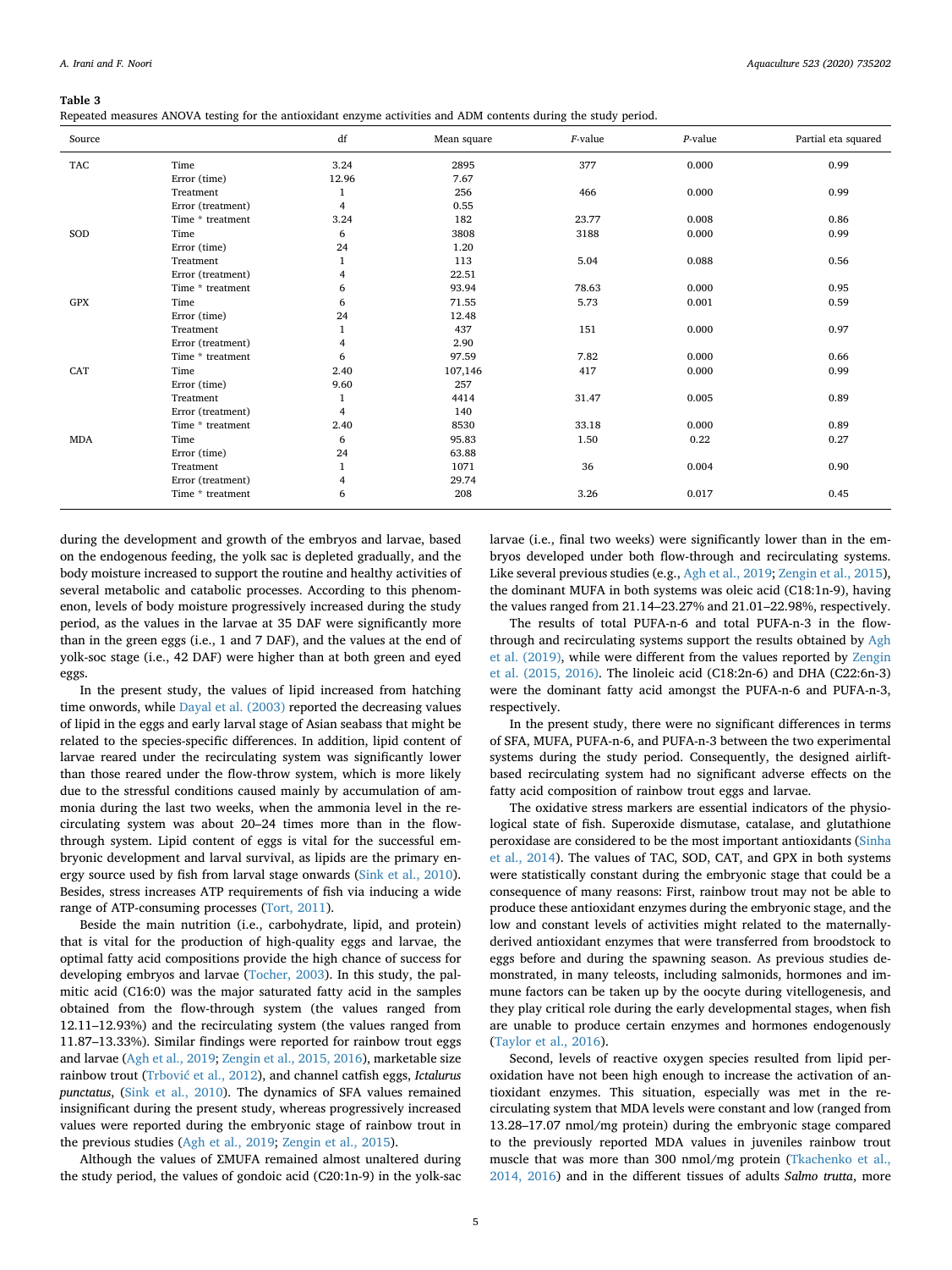**Table 3**
Repeated measures ANOVA testing for the antioxidant enzyme activities and ADM contents during the study period.

| Source | | df | Mean square | *F*-value | *P*-value | Partial eta squared |
|---|---|---|---|---|---|---|
| TAC | Time | 3.24 | 2895 | 377 | 0.000 | 0.99 |
| | Error (time) | 12.96 | 7.67 | | | |
| | Treatment | 1 | 256 | 466 | 0.000 | 0.99 |
| | Error (treatment) | 4 | 0.55 | | | |
| | Time * treatment | 3.24 | 182 | 23.77 | 0.008 | 0.86 |
| SOD | Time | 6 | 3808 | 3188 | 0.000 | 0.99 |
| | Error (time) | 24 | 1.20 | | | |
| | Treatment | 1 | 113 | 5.04 | 0.088 | 0.56 |
| | Error (treatment) | 4 | 22.51 | | | |
| | Time * treatment | 6 | 93.94 | 78.63 | 0.000 | 0.95 |
| GPX | Time | 6 | 71.55 | 5.73 | 0.001 | 0.59 |
| | Error (time) | 24 | 12.48 | | | |
| | Treatment | 1 | 437 | 151 | 0.000 | 0.97 |
| | Error (treatment) | 4 | 2.90 | | | |
| | Time * treatment | 6 | 97.59 | 7.82 | 0.000 | 0.66 |
| CAT | Time | 2.40 | 107,146 | 417 | 0.000 | 0.99 |
| | Error (time) | 9.60 | 257 | | | |
| | Treatment | 1 | 4414 | 31.47 | 0.005 | 0.89 |
| | Error (treatment) | 4 | 140 | | | |
| | Time * treatment | 2.40 | 8530 | 33.18 | 0.000 | 0.89 |
| MDA | Time | 6 | 95.83 | 1.50 | 0.22 | 0.27 |
| | Error (time) | 24 | 63.88 | | | |
| | Treatment | 1 | 1071 | 36 | 0.004 | 0.90 |
| | Error (treatment) | 4 | 29.74 | | | |
| | Time * treatment | 6 | 208 | 3.26 | 0.017 | 0.45 |

during the development and growth of the embryos and larvae, based on the endogenous feeding, the yolk sac is depleted gradually, and the body moisture increased to support the routine and healthy activities of several metabolic and catabolic processes. According to this phenomenon, levels of body moisture progressively increased during the study period, as the values in the larvae at 35 DAF were significantly more than in the green eggs (i.e., 1 and 7 DAF), and the values at the end of yolk-soc stage (i.e., 42 DAF) were higher than at both green and eyed eggs.

In the present study, the values of lipid increased from hatching time onwords, while Dayal et al. (2003) reported the decreasing values of lipid in the eggs and early larval stage of Asian seabass that might be related to the species-specific differences. In addition, lipid content of larvae reared under the recirculating system was significantly lower than those reared under the flow-throw system, which is more likely due to the stressful conditions caused mainly by accumulation of ammonia during the last two weeks, when the ammonia level in the recirculating system was about 20–24 times more than in the flow-through system. Lipid content of eggs is vital for the successful embryonic development and larval survival, as lipids are the primary energy source used by fish from larval stage onwards (Sink et al., 2010). Besides, stress increases ATP requirements of fish via inducing a wide range of ATP-consuming processes (Tort, 2011).

Beside the main nutrition (i.e., carbohydrate, lipid, and protein) that is vital for the production of high-quality eggs and larvae, the optimal fatty acid compositions provide the high chance of success for developing embryos and larvae (Tocher, 2003). In this study, the palmitic acid (C16:0) was the major saturated fatty acid in the samples obtained from the flow-through system (the values ranged from 12.11–12.93%) and the recirculating system (the values ranged from 11.87–13.33%). Similar findings were reported for rainbow trout eggs and larvae (Agh et al., 2019; Zengin et al., 2015, 2016), marketable size rainbow trout (Trbović et al., 2012), and channel catfish eggs, *Ictalurus punctatus*, (Sink et al., 2010). The dynamics of SFA values remained insignificant during the present study, whereas progressively increased values were reported during the embryonic stage of rainbow trout in the previous studies (Agh et al., 2019; Zengin et al., 2015).

Although the values of ΣMUFA remained almost unaltered during the study period, the values of gondoic acid (C20:1n-9) in the yolk-sac larvae (i.e., final two weeks) were significantly lower than in the embryos developed under both flow-through and recirculating systems. Like several previous studies (e.g., Agh et al., 2019; Zengin et al., 2015), the dominant MUFA in both systems was oleic acid (C18:1n-9), having the values ranged from 21.14–23.27% and 21.01–22.98%, respectively.

The results of total PUFA-n-6 and total PUFA-n-3 in the flow-through and recirculating systems support the results obtained by Agh et al. (2019), while were different from the values reported by Zengin et al. (2015, 2016). The linoleic acid (C18:2n-6) and DHA (C22:6n-3) were the dominant fatty acid amongst the PUFA-n-6 and PUFA-n-3, respectively.

In the present study, there were no significant differences in terms of SFA, MUFA, PUFA-n-6, and PUFA-n-3 between the two experimental systems during the study period. Consequently, the designed airlift-based recirculating system had no significant adverse effects on the fatty acid composition of rainbow trout eggs and larvae.

The oxidative stress markers are essential indicators of the physiological state of fish. Superoxide dismutase, catalase, and glutathione peroxidase are considered to be the most important antioxidants (Sinha et al., 2014). The values of TAC, SOD, CAT, and GPX in both systems were statistically constant during the embryonic stage that could be a consequence of many reasons: First, rainbow trout may not be able to produce these antioxidant enzymes during the embryonic stage, and the low and constant levels of activities might related to the maternally-derived antioxidant enzymes that were transferred from broodstock to eggs before and during the spawning season. As previous studies demonstrated, in many teleosts, including salmonids, hormones and immune factors can be taken up by the oocyte during vitellogenesis, and they play critical role during the early developmental stages, when fish are unable to produce certain enzymes and hormones endogenously (Taylor et al., 2016).

Second, levels of reactive oxygen species resulted from lipid peroxidation have not been high enough to increase the activation of antioxidant enzymes. This situation, especially was met in the recirculating system that MDA levels were constant and low (ranged from 13.28–17.07 nmol/mg protein) during the embryonic stage compared to the previously reported MDA values in juveniles rainbow trout muscle that was more than 300 nmol/mg protein (Tkachenko et al., 2014, 2016) and in the different tissues of adults *Salmo trutta*, more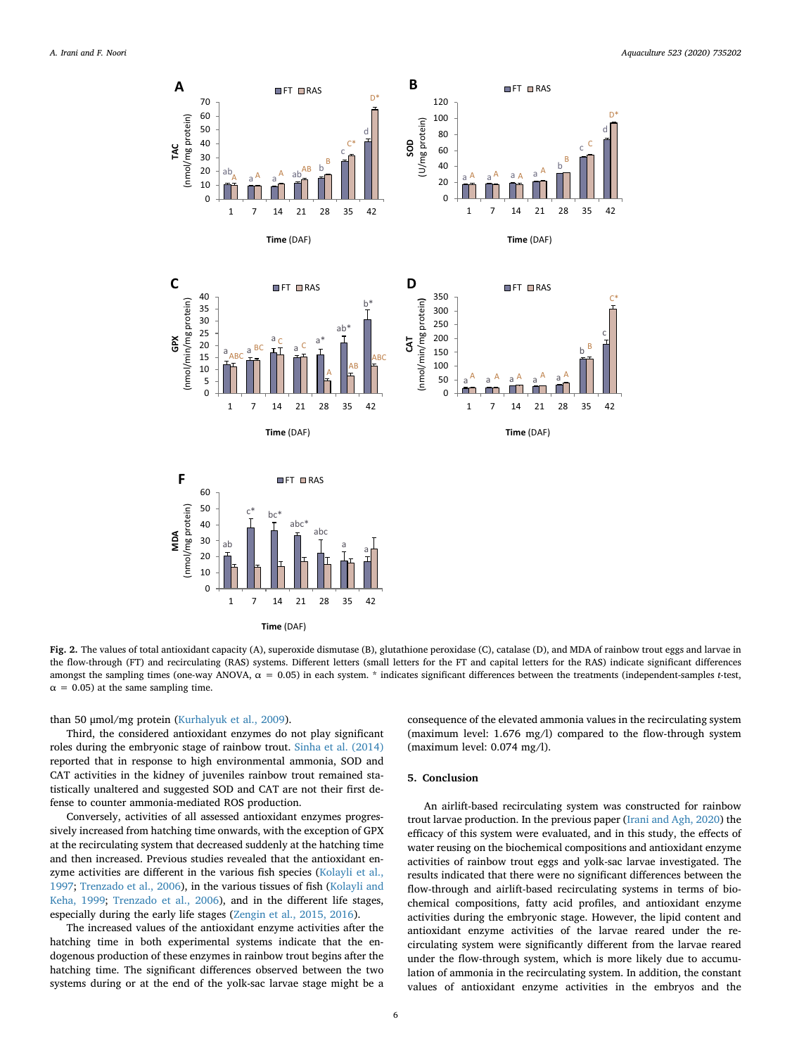Fig. 2. The values of total antioxidant capacity (A), superoxide dismutase (B), glutathione peroxidase (C), catalase (D), and MDA of rainbow trout eggs and larvae in the flow-through (FT) and recirculating (RAS) systems. Different letters (small letters for the FT and capital letters for the RAS) indicate significant differences amongst the sampling times (one-way ANOVA, α = 0.05) in each system. * indicates significant differences between the treatments (independent-samples *t*-test, α = 0.05) at the same sampling time.

than 50 μmol/mg protein (Kurhalyuk et al., 2009).

Third, the considered antioxidant enzymes do not play significant roles during the embryonic stage of rainbow trout. Sinha et al. (2014) reported that in response to high environmental ammonia, SOD and CAT activities in the kidney of juveniles rainbow trout remained statistically unaltered and suggested SOD and CAT are not their first defense to counter ammonia-mediated ROS production.

Conversely, activities of all assessed antioxidant enzymes progressively increased from hatching time onwards, with the exception of GPX at the recirculating system that decreased suddenly at the hatching time and then increased. Previous studies revealed that the antioxidant enzyme activities are different in the various fish species (Kolayli et al., 1997; Trenzado et al., 2006), in the various tissues of fish (Kolayli and Keha, 1999; Trenzado et al., 2006), and in the different life stages, especially during the early life stages (Zengin et al., 2015, 2016).

The increased values of the antioxidant enzyme activities after the hatching time in both experimental systems indicate that the endogenous production of these enzymes in rainbow trout begins after the hatching time. The significant differences observed between the two systems during or at the end of the yolk-sac larvae stage might be a consequence of the elevated ammonia values in the recirculating system (maximum level: 1.676 mg/l) compared to the flow-through system (maximum level: 0.074 mg/l).

## 5. Conclusion

An airlift-based recirculating system was constructed for rainbow trout larvae production. In the previous paper (Irani and Agh, 2020) the efficacy of this system were evaluated, and in this study, the effects of water reusing on the biochemical compositions and antioxidant enzyme activities of rainbow trout eggs and yolk-sac larvae investigated. The results indicated that there were no significant differences between the flow-through and airlift-based recirculating systems in terms of biochemical compositions, fatty acid profiles, and antioxidant enzyme activities during the embryonic stage. However, the lipid content and antioxidant enzyme activities of the larvae reared under the recirculating system were significantly different from the larvae reared under the flow-through system, which is more likely due to accumulation of ammonia in the recirculating system. In addition, the constant values of antioxidant enzyme activities in the embryos and the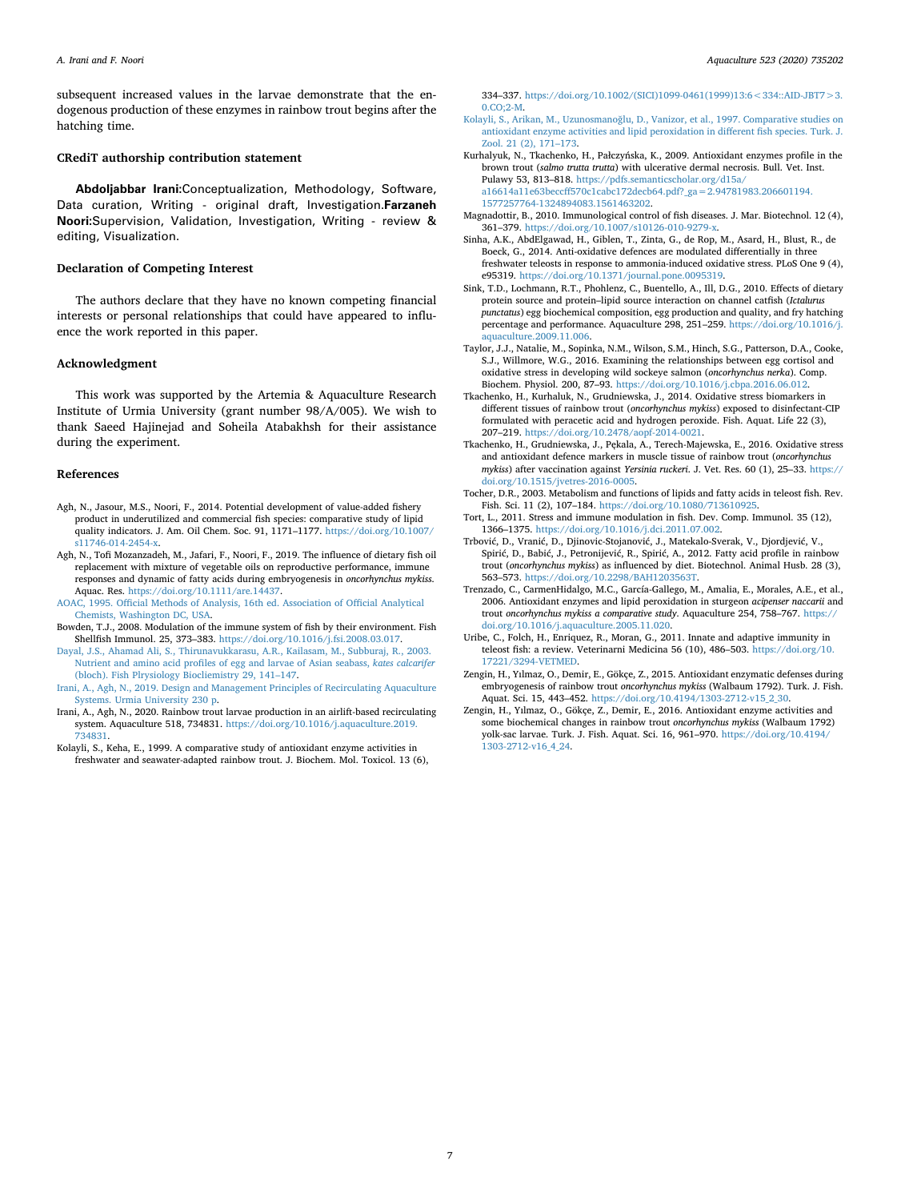subsequent increased values in the larvae demonstrate that the endogenous production of these enzymes in rainbow trout begins after the hatching time.

## CRediT authorship contribution statement

**Abdoljabbar Irani:**Conceptualization, Methodology, Software, Data curation, Writing - original draft, Investigation.**Farzaneh Noori:**Supervision, Validation, Investigation, Writing - review & editing, Visualization.

## Declaration of Competing Interest

The authors declare that they have no known competing financial interests or personal relationships that could have appeared to influence the work reported in this paper.

## Acknowledgment

This work was supported by the Artemia & Aquaculture Research Institute of Urmia University (grant number 98/A/005). We wish to thank Saeed Hajinejad and Soheila Atabakhsh for their assistance during the experiment.

## References

Agh, N., Jasour, M.S., Noori, F., 2014. Potential development of value-added fishery product in underutilized and commercial fish species: comparative study of lipid quality indicators. J. Am. Oil Chem. Soc. 91, 1171–1177. https://doi.org/10.1007/s11746-014-2454-x.

Agh, N., Tofi Mozanzadeh, M., Jafari, F., Noori, F., 2019. The influence of dietary fish oil replacement with mixture of vegetable oils on reproductive performance, immune responses and dynamic of fatty acids during embryogenesis in *oncorhynchus mykiss*. Aquac. Res. https://doi.org/10.1111/are.14437.

AOAC, 1995. Official Methods of Analysis, 16th ed. Association of Official Analytical Chemists, Washington DC, USA.

Bowden, T.J., 2008. Modulation of the immune system of fish by their environment. Fish Shellfish Immunol. 25, 373–383. https://doi.org/10.1016/j.fsi.2008.03.017.

Dayal, J.S., Ahamad Ali, S., Thirunavukkarasu, A.R., Kailasam, M., Subburaj, R., 2003. Nutrient and amino acid profiles of egg and larvae of Asian seabass, *kates calcarifer* (bloch). Fish Plrysiology Biocliemistry 29, 141–147.

Irani, A., Agh, N., 2019. Design and Management Principles of Recirculating Aquaculture Systems. Urmia University 230 p.

Irani, A., Agh, N., 2020. Rainbow trout larvae production in an airlift-based recirculating system. Aquaculture 518, 734831. https://doi.org/10.1016/j.aquaculture.2019.734831.

Kolayli, S., Keha, E., 1999. A comparative study of antioxidant enzyme activities in freshwater and seawater-adapted rainbow trout. J. Biochem. Mol. Toxicol. 13 (6), 334–337. https://doi.org/10.1002/(SICI)1099-0461(1999)13:6<334::AID-JBT7>3.0.CO;2-M.

Kolayli, S., Arikan, M., Uzunosmanoğlu, D., Vanizor, et al., 1997. Comparative studies on antioxidant enzyme activities and lipid peroxidation in different fish species. Turk. J. Zool. 21 (2), 171–173.

Kurhalyuk, N., Tkachenko, H., Pałczyńska, K., 2009. Antioxidant enzymes profile in the brown trout (*salmo trutta trutta*) with ulcerative dermal necrosis. Bull. Vet. Inst. Pulawy 53, 813–818. https://pdfs.semanticscholar.org/d15a/a16614a11e63beccff570c1cabc172decb64.pdf?_ga=2.94781983.206601194.1577257764-1324894083.1561463202.

Magnadottir, B., 2010. Immunological control of fish diseases. J. Mar. Biotechnol. 12 (4), 361–379. https://doi.org/10.1007/s10126-010-9279-x.

Sinha, A.K., AbdElgawad, H., Giblen, T., Zinta, G., de Rop, M., Asard, H., Blust, R., de Boeck, G., 2014. Anti-oxidative defences are modulated differentially in three freshwater teleosts in response to ammonia-induced oxidative stress. PLoS One 9 (4), e95319. https://doi.org/10.1371/journal.pone.0095319.

Sink, T.D., Lochmann, R.T., Phohlenz, C., Buentello, A., Ill, D.G., 2010. Effects of dietary protein source and protein–lipid source interaction on channel catfish (*Ictalurus punctatus*) egg biochemical composition, egg production and quality, and fry hatching percentage and performance. Aquaculture 298, 251–259. https://doi.org/10.1016/j.aquaculture.2009.11.006.

Taylor, J.J., Natalie, M., Sopinka, N.M., Wilson, S.M., Hinch, S.G., Patterson, D.A., Cooke, S.J., Willmore, W.G., 2016. Examining the relationships between egg cortisol and oxidative stress in developing wild sockeye salmon (*oncorhynchus nerka*). Comp. Biochem. Physiol. 200, 87–93. https://doi.org/10.1016/j.cbpa.2016.06.012.

Tkachenko, H., Kurhaluk, N., Grudniewska, J., 2014. Oxidative stress biomarkers in different tissues of rainbow trout (*oncorhynchus mykiss*) exposed to disinfectant-CIP formulated with peracetic acid and hydrogen peroxide. Fish. Aquat. Life 22 (3), 207–219. https://doi.org/10.2478/aopf-2014-0021.

Tkachenko, H., Grudniewska, J., Pękala, A., Terech-Majewska, E., 2016. Oxidative stress and antioxidant defence markers in muscle tissue of rainbow trout (*oncorhynchus mykiss*) after vaccination against *Yersinia ruckeri*. J. Vet. Res. 60 (1), 25–33. https://doi.org/10.1515/jvetres-2016-0005.

Tocher, D.R., 2003. Metabolism and functions of lipids and fatty acids in teleost fish. Rev. Fish. Sci. 11 (2), 107–184. https://doi.org/10.1080/713610925.

Tort, L., 2011. Stress and immune modulation in fish. Dev. Comp. Immunol. 35 (12), 1366–1375. https://doi.org/10.1016/j.dci.2011.07.002.

Trbović, D., Vranić, D., Djinovic-Stojanović, J., Matekalo-Sverak, V., Djordjević, V., Spirić, D., Babić, J., Petronijević, R., Spirić, A., 2012. Fatty acid profile in rainbow trout (*oncorhynchus mykiss*) as influenced by diet. Biotechnol. Animal Husb. 28 (3), 563–573. https://doi.org/10.2298/BAH1203563T.

Trenzado, C., CarmenHidalgo, M.C., García-Gallego, M., Amalia, E., Morales, A.E., et al., 2006. Antioxidant enzymes and lipid peroxidation in sturgeon *acipenser naccarii* and trout *oncorhynchus mykiss a comparative study*. Aquaculture 254, 758–767. https://doi.org/10.1016/j.aquaculture.2005.11.020.

Uribe, C., Folch, H., Enriquez, R., Moran, G., 2011. Innate and adaptive immunity in teleost fish: a review. Veterinarni Medicina 56 (10), 486–503. https://doi.org/10.17221/3294-VETMED.

Zengin, H., Yılmaz, O., Demir, E., Gökçe, Z., 2015. Antioxidant enzymatic defenses during embryogenesis of rainbow trout *oncorhynchus mykiss* (Walbaum 1792). Turk. J. Fish. Aquat. Sci. 15, 443–452. https://doi.org/10.4194/1303-2712-v15_2_30.

Zengin, H., Yılmaz, O., Gökçe, Z., Demir, E., 2016. Antioxidant enzyme activities and some biochemical changes in rainbow trout *oncorhynchus mykiss* (Walbaum 1792) yolk-sac larvae. Turk. J. Fish. Aquat. Sci. 16, 961–970. https://doi.org/10.4194/1303-2712-v16_4_24.